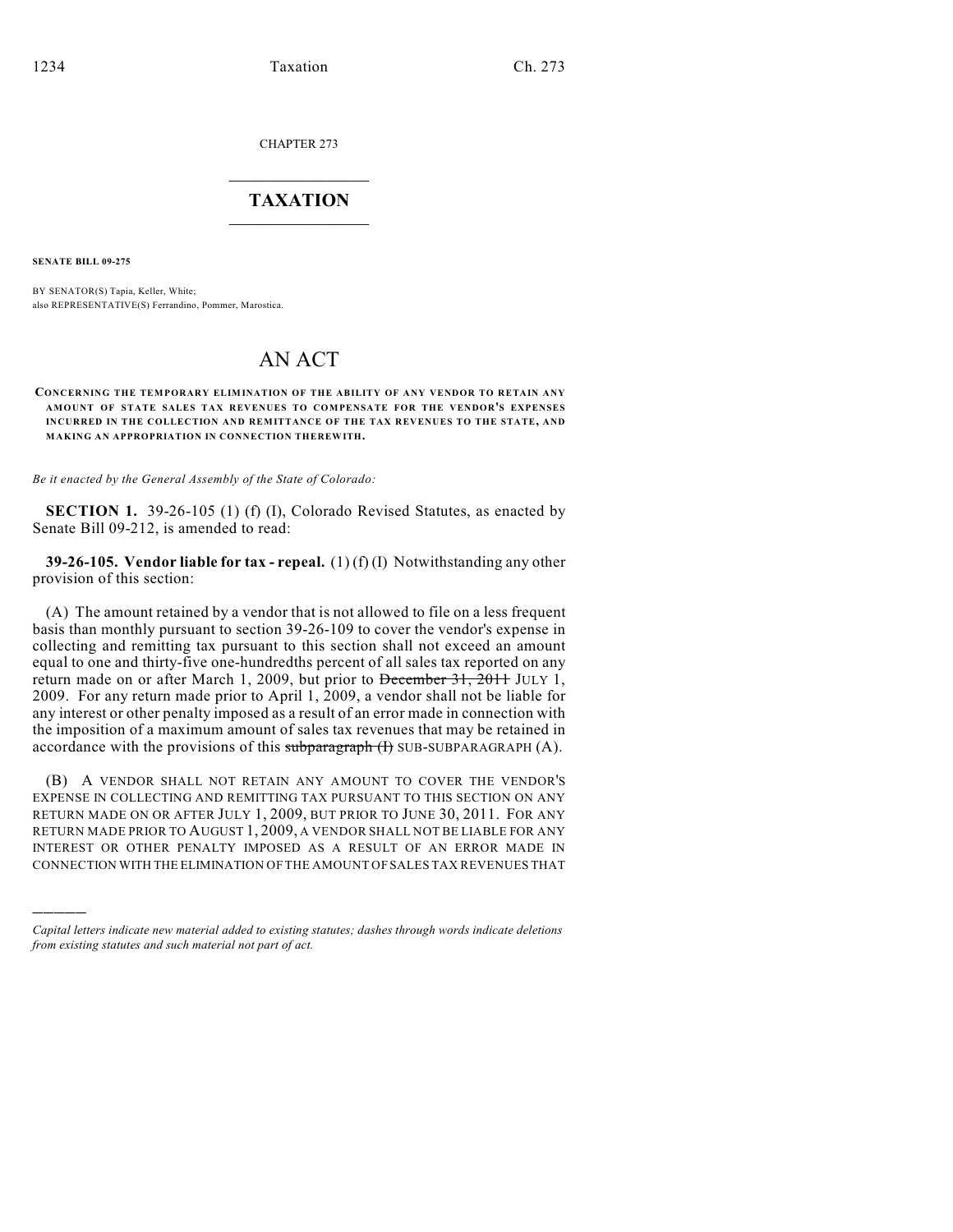CHAPTER 273

# TAXATION

**SENATE BILL 09-275**

BY SENATOR(S) Tapia, Keller, White;
also REPRESENTATIVE(S) Ferrandino, Pommer, Marostica.

# AN ACT

**CONCERNING THE TEMPORARY ELIMINATION OF THE ABILITY OF ANY VENDOR TO RETAIN ANY AMOUNT OF STATE SALES TAX REVENUES TO COMPENSATE FOR THE VENDOR'S EXPENSES INCURRED IN THE COLLECTION AND REMITTANCE OF THE TAX REVENUES TO THE STATE, AND MAKING AN APPROPRIATION IN CONNECTION THEREWITH.**

*Be it enacted by the General Assembly of the State of Colorado:*

**SECTION 1.** 39-26-105 (1) (f) (I), Colorado Revised Statutes, as enacted by Senate Bill 09-212, is amended to read:

**39-26-105. Vendor liable for tax - repeal.** (1) (f) (I) Notwithstanding any other provision of this section:

(A) The amount retained by a vendor that is not allowed to file on a less frequent basis than monthly pursuant to section 39-26-109 to cover the vendor's expense in collecting and remitting tax pursuant to this section shall not exceed an amount equal to one and thirty-five one-hundredths percent of all sales tax reported on any return made on or after March 1, 2009, but prior to ~~December 31, 2011~~ JULY 1, 2009. For any return made prior to April 1, 2009, a vendor shall not be liable for any interest or other penalty imposed as a result of an error made in connection with the imposition of a maximum amount of sales tax revenues that may be retained in accordance with the provisions of this ~~subparagraph (I)~~ SUB-SUBPARAGRAPH (A).

(B) A VENDOR SHALL NOT RETAIN ANY AMOUNT TO COVER THE VENDOR'S EXPENSE IN COLLECTING AND REMITTING TAX PURSUANT TO THIS SECTION ON ANY RETURN MADE ON OR AFTER JULY 1, 2009, BUT PRIOR TO JUNE 30, 2011. FOR ANY RETURN MADE PRIOR TO AUGUST 1, 2009, A VENDOR SHALL NOT BE LIABLE FOR ANY INTEREST OR OTHER PENALTY IMPOSED AS A RESULT OF AN ERROR MADE IN CONNECTION WITH THE ELIMINATION OF THE AMOUNT OF SALES TAX REVENUES THAT

*Capital letters indicate new material added to existing statutes; dashes through words indicate deletions from existing statutes and such material not part of act.*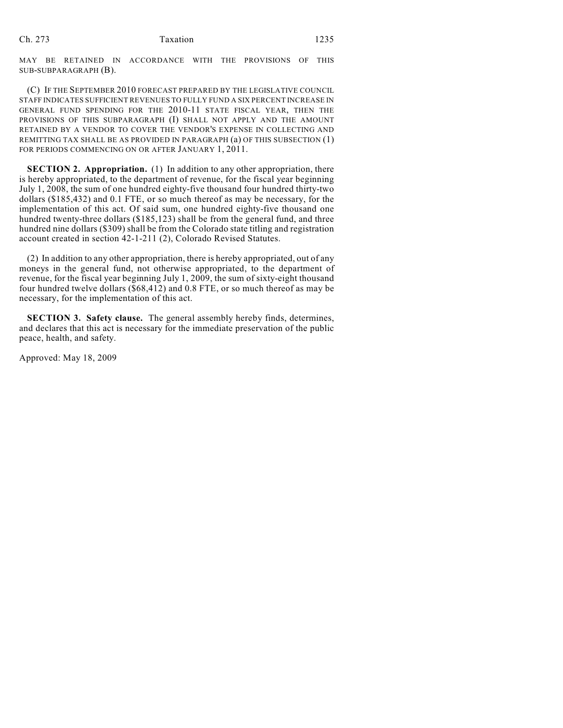MAY BE RETAINED IN ACCORDANCE WITH THE PROVISIONS OF THIS SUB-SUBPARAGRAPH (B).

(C) IF THE SEPTEMBER 2010 FORECAST PREPARED BY THE LEGISLATIVE COUNCIL STAFF INDICATES SUFFICIENT REVENUES TO FULLY FUND A SIX PERCENT INCREASE IN GENERAL FUND SPENDING FOR THE 2010-11 STATE FISCAL YEAR, THEN THE PROVISIONS OF THIS SUBPARAGRAPH (I) SHALL NOT APPLY AND THE AMOUNT RETAINED BY A VENDOR TO COVER THE VENDOR'S EXPENSE IN COLLECTING AND REMITTING TAX SHALL BE AS PROVIDED IN PARAGRAPH (a) OF THIS SUBSECTION (1) FOR PERIODS COMMENCING ON OR AFTER JANUARY 1, 2011.

**SECTION 2. Appropriation.** (1) In addition to any other appropriation, there is hereby appropriated, to the department of revenue, for the fiscal year beginning July 1, 2008, the sum of one hundred eighty-five thousand four hundred thirty-two dollars ($185,432) and 0.1 FTE, or so much thereof as may be necessary, for the implementation of this act. Of said sum, one hundred eighty-five thousand one hundred twenty-three dollars ($185,123) shall be from the general fund, and three hundred nine dollars ($309) shall be from the Colorado state titling and registration account created in section 42-1-211 (2), Colorado Revised Statutes.

(2) In addition to any other appropriation, there is hereby appropriated, out of any moneys in the general fund, not otherwise appropriated, to the department of revenue, for the fiscal year beginning July 1, 2009, the sum of sixty-eight thousand four hundred twelve dollars ($68,412) and 0.8 FTE, or so much thereof as may be necessary, for the implementation of this act.

**SECTION 3. Safety clause.** The general assembly hereby finds, determines, and declares that this act is necessary for the immediate preservation of the public peace, health, and safety.

Approved: May 18, 2009